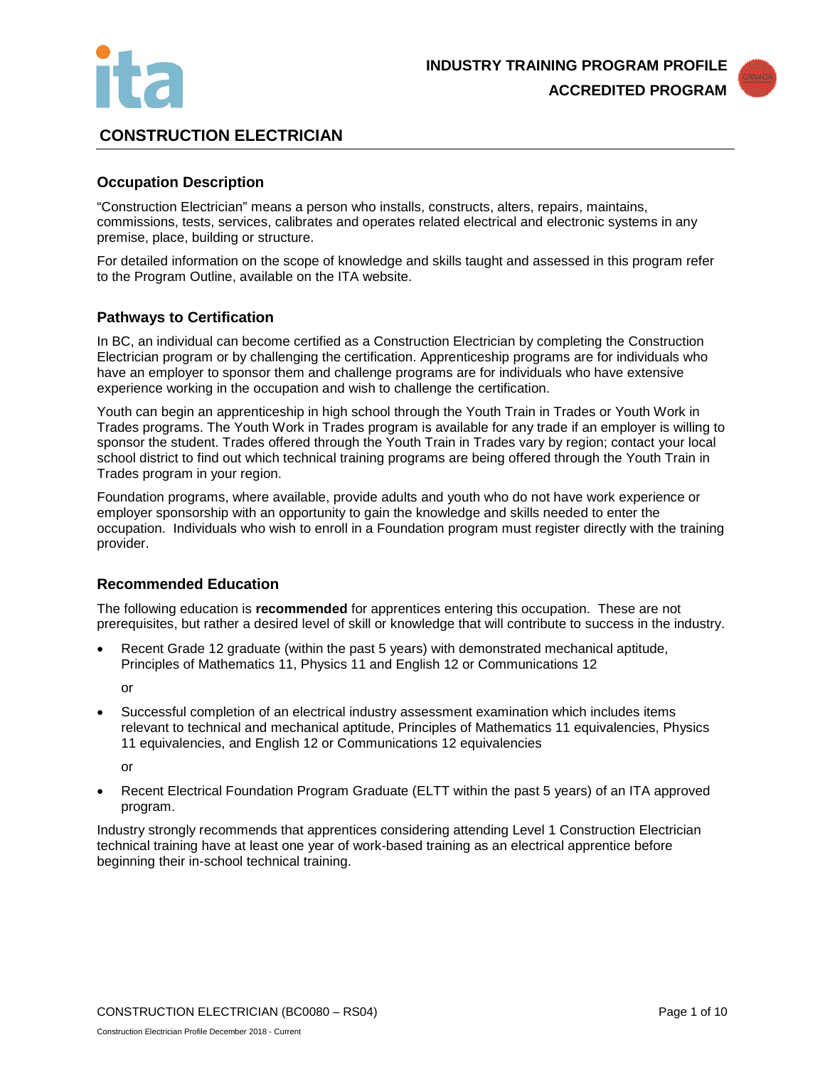INDUSTRY TRAINING PROGRAM PROFILE

ACCREDITED PROGRAM

# CONSTRUCTION ELECTRICIAN

## Occupation Description

"Construction Electrician" means a person who installs, constructs, alters, repairs, maintains, commissions, tests, services, calibrates and operates related electrical and electronic systems in any premise, place, building or structure.

For detailed information on the scope of knowledge and skills taught and assessed in this program refer to the Program Outline, available on the ITA website.

## Pathways to Certification

In BC, an individual can become certified as a Construction Electrician by completing the Construction Electrician program or by challenging the certification. Apprenticeship programs are for individuals who have an employer to sponsor them and challenge programs are for individuals who have extensive experience working in the occupation and wish to challenge the certification.

Youth can begin an apprenticeship in high school through the Youth Train in Trades or Youth Work in Trades programs. The Youth Work in Trades program is available for any trade if an employer is willing to sponsor the student. Trades offered through the Youth Train in Trades vary by region; contact your local school district to find out which technical training programs are being offered through the Youth Train in Trades program in your region.

Foundation programs, where available, provide adults and youth who do not have work experience or employer sponsorship with an opportunity to gain the knowledge and skills needed to enter the occupation. Individuals who wish to enroll in a Foundation program must register directly with the training provider.

## Recommended Education

The following education is **recommended** for apprentices entering this occupation. These are not prerequisites, but rather a desired level of skill or knowledge that will contribute to success in the industry.

- Recent Grade 12 graduate (within the past 5 years) with demonstrated mechanical aptitude, Principles of Mathematics 11, Physics 11 and English 12 or Communications 12

  or

- Successful completion of an electrical industry assessment examination which includes items relevant to technical and mechanical aptitude, Principles of Mathematics 11 equivalencies, Physics 11 equivalencies, and English 12 or Communications 12 equivalencies

  or

- Recent Electrical Foundation Program Graduate (ELTT within the past 5 years) of an ITA approved program.

Industry strongly recommends that apprentices considering attending Level 1 Construction Electrician technical training have at least one year of work-based training as an electrical apprentice before beginning their in-school technical training.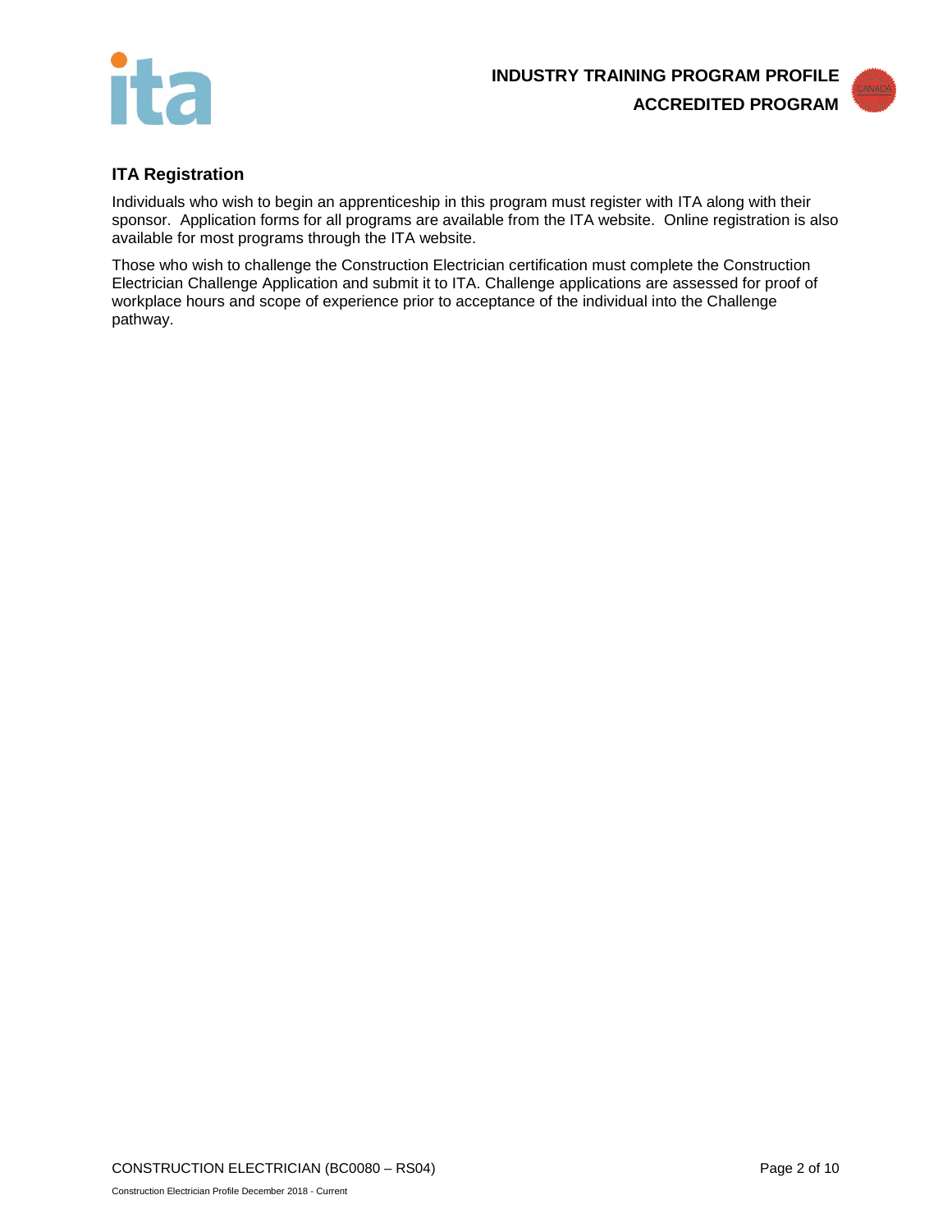## ITA Registration

Individuals who wish to begin an apprenticeship in this program must register with ITA along with their sponsor. Application forms for all programs are available from the ITA website. Online registration is also available for most programs through the ITA website.

Those who wish to challenge the Construction Electrician certification must complete the Construction Electrician Challenge Application and submit it to ITA. Challenge applications are assessed for proof of workplace hours and scope of experience prior to acceptance of the individual into the Challenge pathway.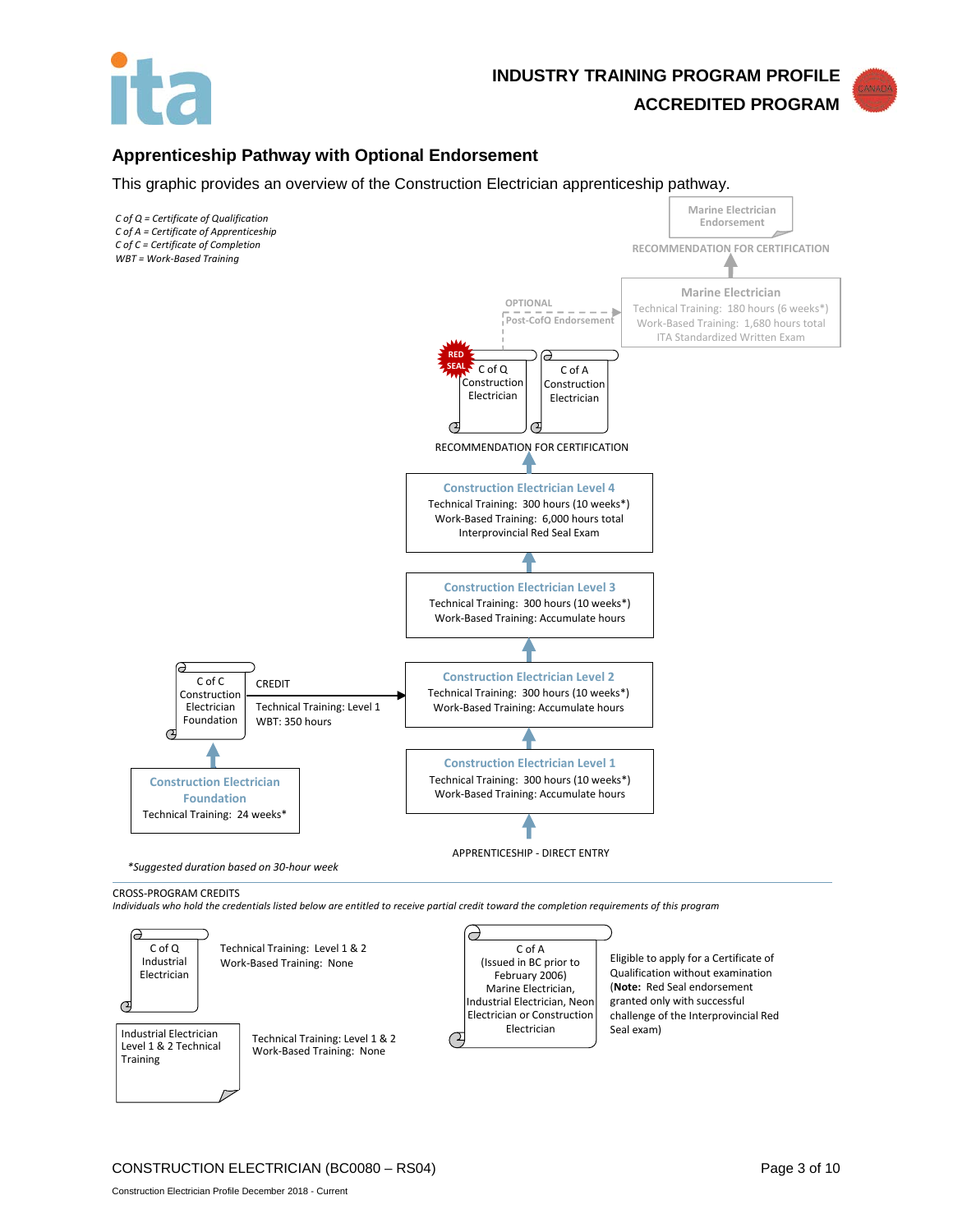# INDUSTRY TRAINING PROGRAM PROFILE
## ACCREDITED PROGRAM

## Apprenticeship Pathway with Optional Endorsement

This graphic provides an overview of the Construction Electrician apprenticeship pathway.

*C of Q = Certificate of Qualification*
*C of A = Certificate of Apprenticeship*
*C of C = Certificate of Completion*
*WBT = Work-Based Training*

**Marine Electrician Endorsement**

RECOMMENDATION FOR CERTIFICATION

**Marine Electrician**
Technical Training: 180 hours (6 weeks*)
Work-Based Training: 1,680 hours total
ITA Standardized Written Exam

OPTIONAL
Post-CofQ Endorsement

RED SEAL — C of Q Construction Electrician

C of A Construction Electrician

RECOMMENDATION FOR CERTIFICATION

**Construction Electrician Level 4**
Technical Training: 300 hours (10 weeks*)
Work-Based Training: 6,000 hours total
Interprovincial Red Seal Exam

**Construction Electrician Level 3**
Technical Training: 300 hours (10 weeks*)
Work-Based Training: Accumulate hours

**Construction Electrician Level 2**
Technical Training: 300 hours (10 weeks*)
Work-Based Training: Accumulate hours

**Construction Electrician Level 1**
Technical Training: 300 hours (10 weeks*)
Work-Based Training: Accumulate hours

APPRENTICESHIP - DIRECT ENTRY

C of C Construction Electrician Foundation

CREDIT
Technical Training: Level 1
WBT: 350 hours

**Construction Electrician Foundation**
Technical Training: 24 weeks*

*Suggested duration based on 30-hour week*

CROSS-PROGRAM CREDITS

*Individuals who hold the credentials listed below are entitled to partial credit toward the completion requirements of this program*

C of Q Industrial Electrician — Technical Training: Level 1 & 2; Work-Based Training: None

Industrial Electrician Level 1 & 2 Technical Training — Technical Training: Level 1 & 2; Work-Based Training: None

C of A (Issued in BC prior to February 2006) Marine Electrician, Industrial Electrician, Neon Electrician or Construction Electrician — Eligible to apply for a Certificate of Qualification without examination (**Note:** Red Seal endorsement granted only with successful challenge of the Interprovincial Red Seal exam)

CONSTRUCTION ELECTRICIAN (BC0080 – RS04)

Construction Electrician Profile December 2018 - Current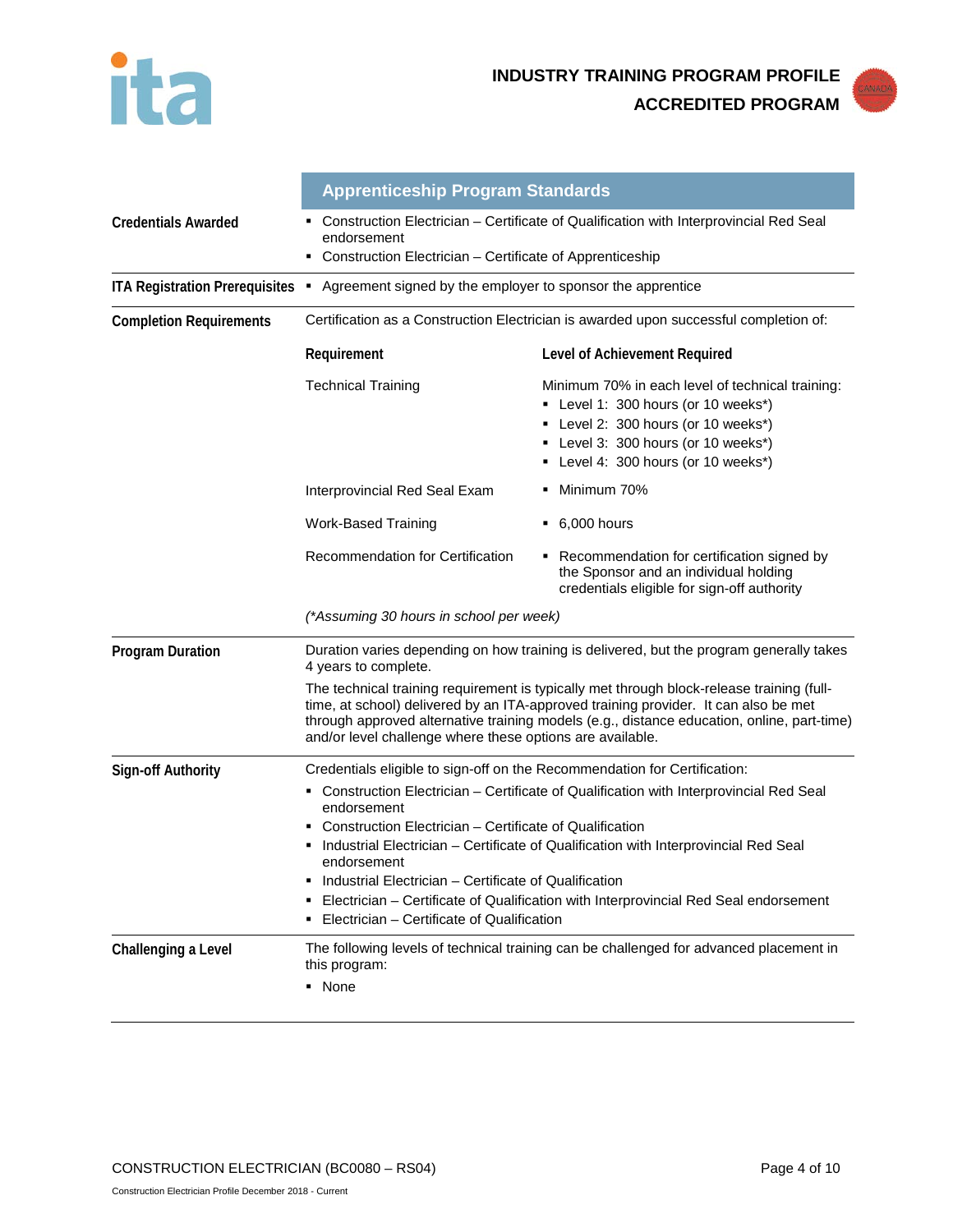## Apprenticeship Program Standards

**Credentials Awarded**

- Construction Electrician – Certificate of Qualification with Interprovincial Red Seal endorsement
- Construction Electrician – Certificate of Apprenticeship

**ITA Registration Prerequisites**

- Agreement signed by the employer to sponsor the apprentice

**Completion Requirements**

Certification as a Construction Electrician is awarded upon successful completion of:

| Requirement | Level of Achievement Required |
| --- | --- |
| Technical Training | Minimum 70% in each level of technical training:<br>▪ Level 1: 300 hours (or 10 weeks*)<br>▪ Level 2: 300 hours (or 10 weeks*)<br>▪ Level 3: 300 hours (or 10 weeks*)<br>▪ Level 4: 300 hours (or 10 weeks*) |
| Interprovincial Red Seal Exam | ▪ Minimum 70% |
| Work-Based Training | ▪ 6,000 hours |
| Recommendation for Certification | ▪ Recommendation for certification signed by the Sponsor and an individual holding credentials eligible for sign-off authority |

*(\*Assuming 30 hours in school per week)*

**Program Duration**

Duration varies depending on how training is delivered, but the program generally takes 4 years to complete.

The technical training requirement is typically met through block-release training (full-time, at school) delivered by an ITA-approved training provider. It can also be met through approved alternative training models (e.g., distance education, online, part-time) and/or level challenge where these options are available.

**Sign-off Authority**

Credentials eligible to sign-off on the Recommendation for Certification:

- Construction Electrician – Certificate of Qualification with Interprovincial Red Seal endorsement
- Construction Electrician – Certificate of Qualification
- Industrial Electrician – Certificate of Qualification with Interprovincial Red Seal endorsement
- Industrial Electrician – Certificate of Qualification
- Electrician – Certificate of Qualification with Interprovincial Red Seal endorsement
- Electrician – Certificate of Qualification

**Challenging a Level**

The following levels of technical training can be challenged for advanced placement in this program:

- None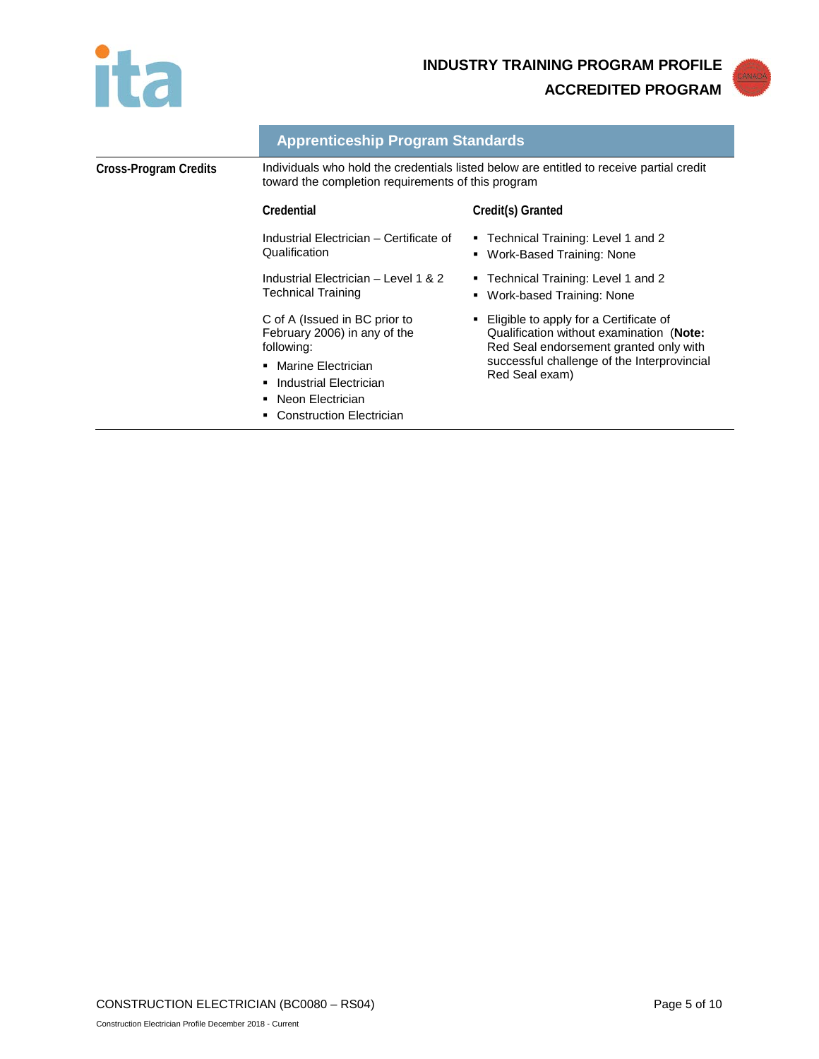## Apprenticeship Program Standards

**Cross-Program Credits**

Individuals who hold the credentials listed below are entitled to receive partial credit toward the completion requirements of this program

| Credential | Credit(s) Granted |
|---|---|
| Industrial Electrician – Certificate of Qualification | ▪ Technical Training: Level 1 and 2<br>▪ Work-Based Training: None |
| Industrial Electrician – Level 1 & 2 Technical Training | ▪ Technical Training: Level 1 and 2<br>▪ Work-based Training: None |
| C of A (Issued in BC prior to February 2006) in any of the following:<br>▪ Marine Electrician<br>▪ Industrial Electrician<br>▪ Neon Electrician<br>▪ Construction Electrician | ▪ Eligible to apply for a Certificate of Qualification without examination (**Note:** Red Seal endorsement granted only with successful challenge of the Interprovincial Red Seal exam) |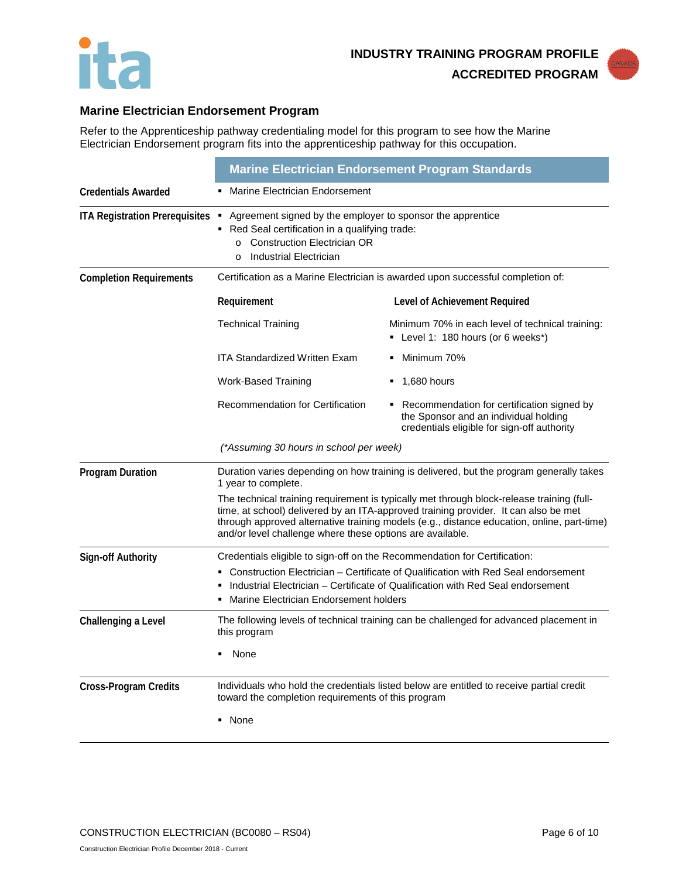**INDUSTRY TRAINING PROGRAM PROFILE**

**ACCREDITED PROGRAM**

## Marine Electrician Endorsement Program

Refer to the Apprenticeship pathway credentialing model for this program to see how the Marine Electrician Endorsement program fits into the apprenticeship pathway for this occupation.

| | Marine Electrician Endorsement Program Standards |
|---|---|
| **Credentials Awarded** | ▪ Marine Electrician Endorsement |
| **ITA Registration Prerequisites** | ▪ Agreement signed by the employer to sponsor the apprentice<br>▪ Red Seal certification in a qualifying trade:<br>&nbsp;&nbsp;o Construction Electrician OR<br>&nbsp;&nbsp;o Industrial Electrician |
| **Completion Requirements** | Certification as a Marine Electrician is awarded upon successful completion of: (see table below) |
| **Program Duration** | Duration varies depending on how training is delivered, but the program generally takes 1 year to complete.<br><br>The technical training requirement is typically met through block-release training (full-time, at school) delivered by an ITA-approved training provider. It can also be met through approved alternative training models (e.g., distance education, online, part-time) and/or level challenge where these options are available. |
| **Sign-off Authority** | Credentials eligible to sign-off on the Recommendation for Certification:<br>▪ Construction Electrician – Certificate of Qualification with Red Seal endorsement<br>▪ Industrial Electrician – Certificate of Qualification with Red Seal endorsement<br>▪ Marine Electrician Endorsement holders |
| **Challenging a Level** | The following levels of technical training can be challenged for advanced placement in this program<br>▪ None |
| **Cross-Program Credits** | Individuals who hold the credentials listed below are entitled to receive partial credit toward the completion requirements of this program<br>▪ None |

**Completion Requirements**

| Requirement | Level of Achievement Required |
|---|---|
| Technical Training | Minimum 70% in each level of technical training:<br>▪ Level 1: 180 hours (or 6 weeks*) |
| ITA Standardized Written Exam | ▪ Minimum 70% |
| Work-Based Training | ▪ 1,680 hours |
| Recommendation for Certification | ▪ Recommendation for certification signed by the Sponsor and an individual holding credentials eligible for sign-off authority |

*(\*Assuming 30 hours in school per week)*

CONSTRUCTION ELECTRICIAN (BC0080 – RS04)

Construction Electrician Profile December 2018 - Current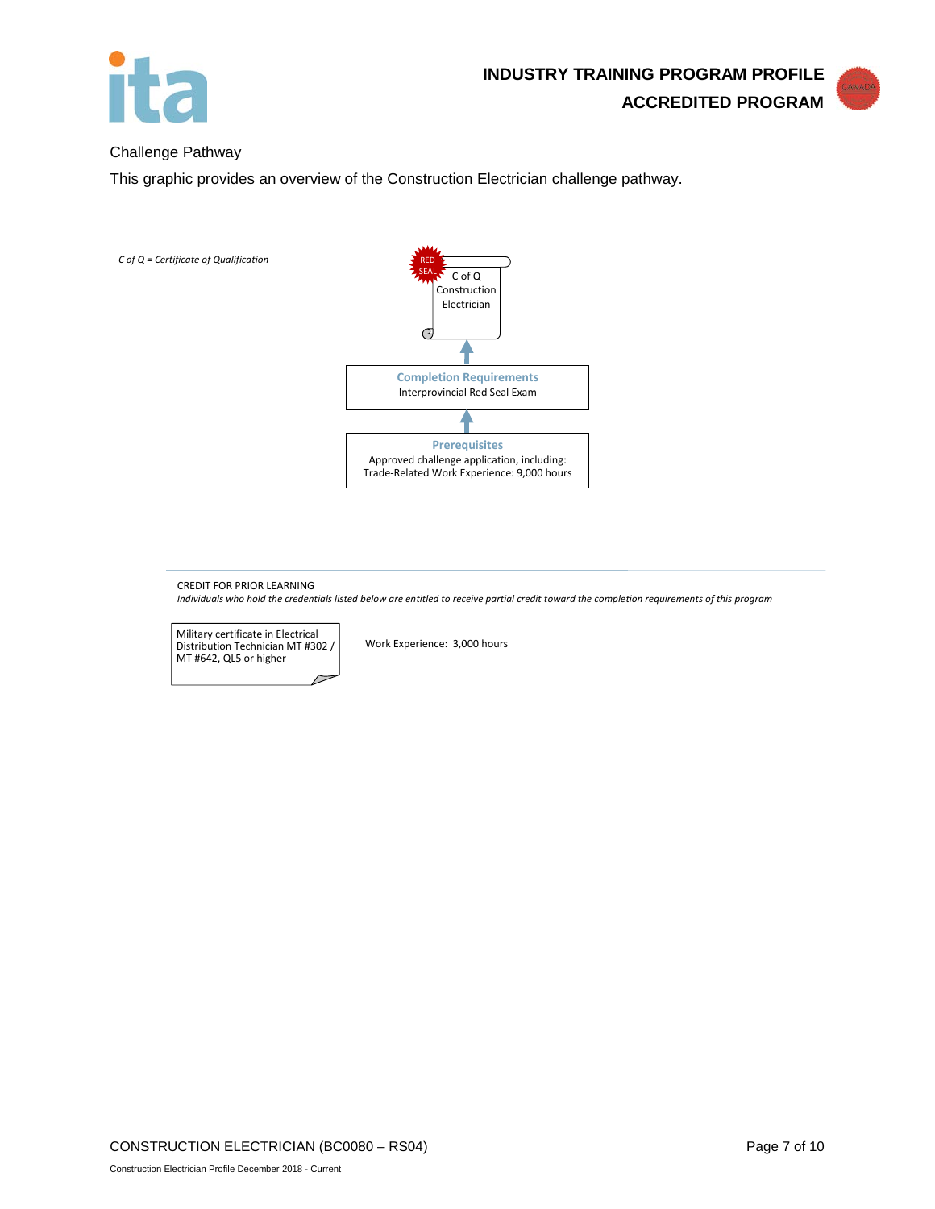Challenge Pathway

This graphic provides an overview of the Construction Electrician challenge pathway.

*C of Q = Certificate of Qualification*

RED SEAL

C of Q Construction Electrician

↑

**Completion Requirements**
Interprovincial Red Seal Exam

↑

**Prerequisites**
Approved challenge application, including:
Trade-Related Work Experience: 9,000 hours

CREDIT FOR PRIOR LEARNING

*Individuals who hold the credentials listed below are entitled to receive partial credit toward the completion requirements of this program*

| Credential | Credit |
|---|---|
| Military certificate in Electrical Distribution Technician MT #302 / MT #642, QL5 or higher | Work Experience: 3,000 hours |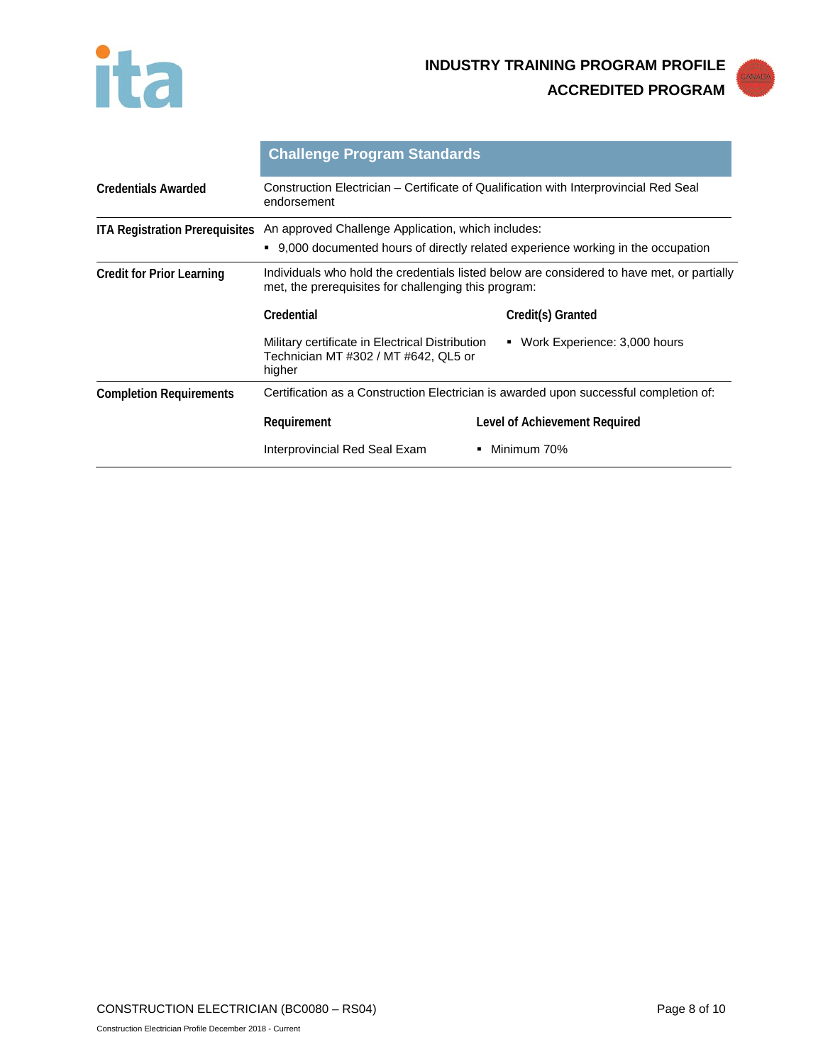## Challenge Program Standards

| | |
|---|---|
| **Credentials Awarded** | Construction Electrician – Certificate of Qualification with Interprovincial Red Seal endorsement |
| **ITA Registration Prerequisites** | An approved Challenge Application, which includes:<br>▪ 9,000 documented hours of directly related experience working in the occupation |
| **Credit for Prior Learning** | Individuals who hold the credentials listed below are considered to have met, or partially met, the prerequisites for challenging this program: |

| Credential | Credit(s) Granted |
|---|---|
| Military certificate in Electrical Distribution Technician MT #302 / MT #642, QL5 or higher | ▪ Work Experience: 3,000 hours |

**Completion Requirements**

Certification as a Construction Electrician is awarded upon successful completion of:

| Requirement | Level of Achievement Required |
|---|---|
| Interprovincial Red Seal Exam | ▪ Minimum 70% |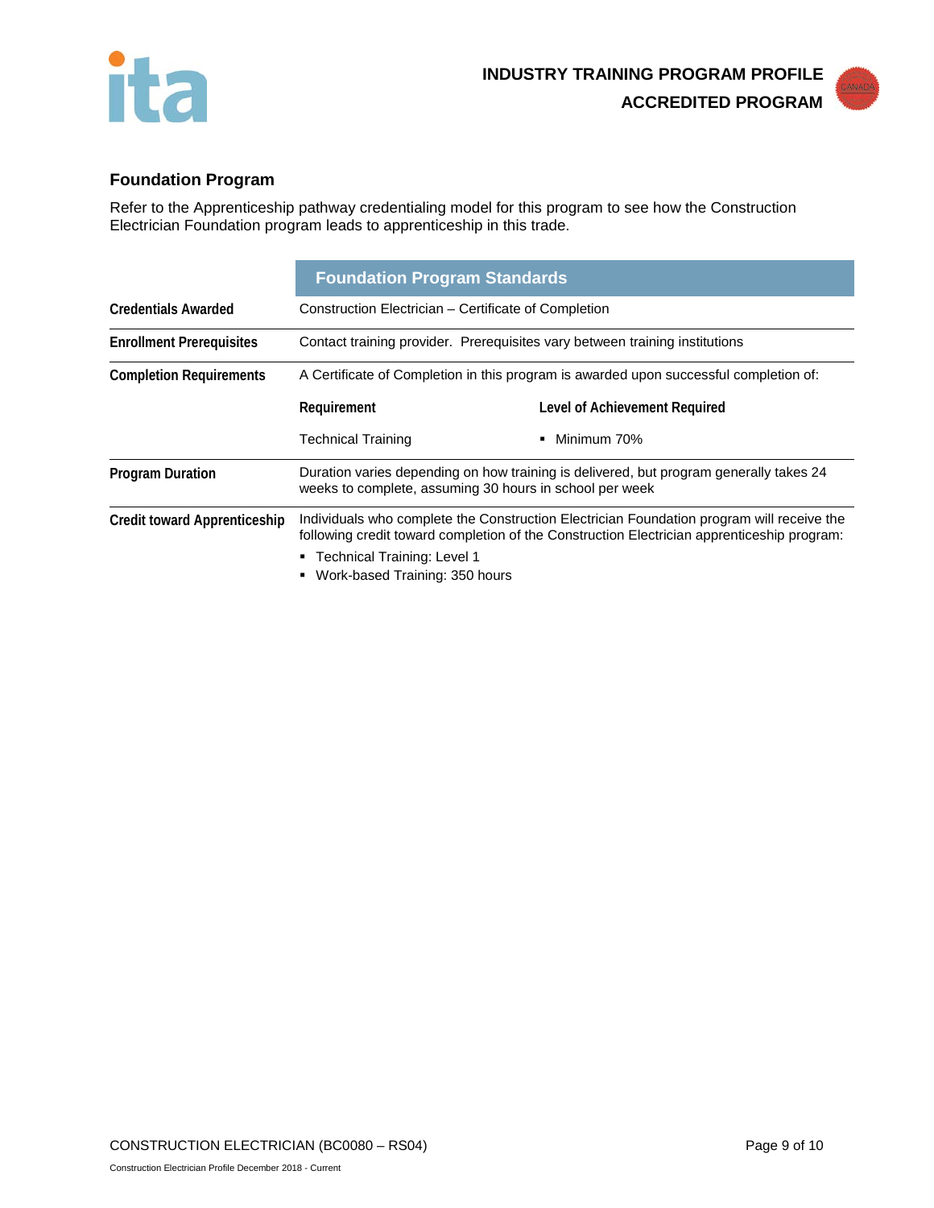## Foundation Program

Refer to the Apprenticeship pathway credentialing model for this program to see how the Construction Electrician Foundation program leads to apprenticeship in this trade.

| | Foundation Program Standards | |
|---|---|---|
| **Credentials Awarded** | Construction Electrician – Certificate of Completion | |
| **Enrollment Prerequisites** | Contact training provider. Prerequisites vary between training institutions | |
| **Completion Requirements** | A Certificate of Completion in this program is awarded upon successful completion of: | |
| | **Requirement** | **Level of Achievement Required** |
| | Technical Training | ▪ Minimum 70% |
| **Program Duration** | Duration varies depending on how training is delivered, but program generally takes 24 weeks to complete, assuming 30 hours in school per week | |
| **Credit toward Apprenticeship** | Individuals who complete the Construction Electrician Foundation program will receive the following credit toward completion of the Construction Electrician apprenticeship program:<br>▪ Technical Training: Level 1<br>▪ Work-based Training: 350 hours | |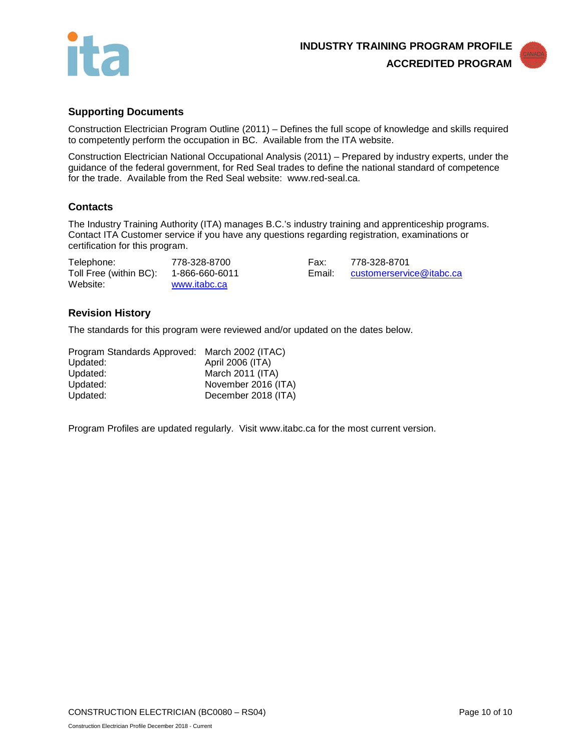## Supporting Documents

Construction Electrician Program Outline (2011) – Defines the full scope of knowledge and skills required to competently perform the occupation in BC. Available from the ITA website.

Construction Electrician National Occupational Analysis (2011) – Prepared by industry experts, under the guidance of the federal government, for Red Seal trades to define the national standard of competence for the trade. Available from the Red Seal website: www.red-seal.ca.

## Contacts

The Industry Training Authority (ITA) manages B.C.'s industry training and apprenticeship programs. Contact ITA Customer service if you have any questions regarding registration, examinations or certification for this program.

| | | | |
|---|---|---|---|
| Telephone: | 778-328-8700 | Fax: | 778-328-8701 |
| Toll Free (within BC): | 1-866-660-6011 | Email: | customerservice@itabc.ca |
| Website: | www.itabc.ca | | |

## Revision History

The standards for this program were reviewed and/or updated on the dates below.

| | |
|---|---|
| Program Standards Approved: | March 2002 (ITAC) |
| Updated: | April 2006 (ITA) |
| Updated: | March 2011 (ITA) |
| Updated: | November 2016 (ITA) |
| Updated: | December 2018 (ITA) |

Program Profiles are updated regularly. Visit www.itabc.ca for the most current version.